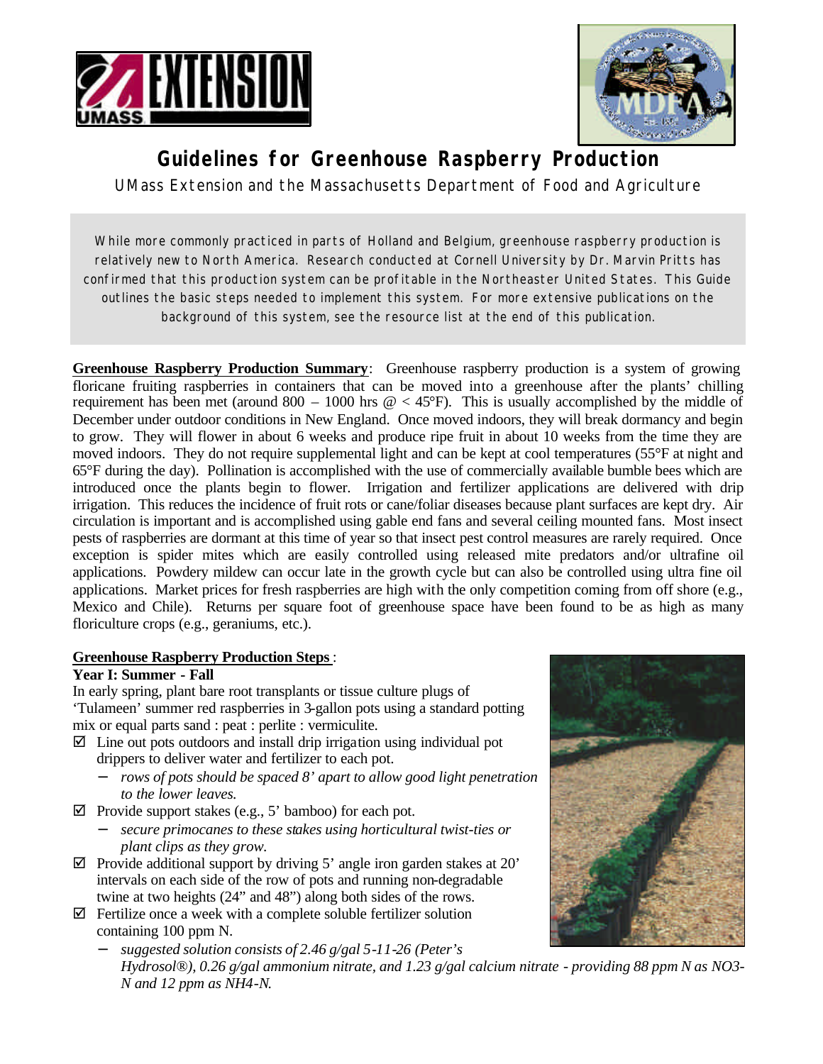# Guidelines for Greenhouse Raspberry Production

UMass Extension and the Massachusetts Department of Food and Agriculture

While more commonly practiced in parts of Holland and Belgium, greenhouse raspberry production is relatively new to North America. Research conducted at Cornell University by Dr. Marvin Pritts has confirmed that this production system can be profitable in the Northeaster United States. This Guide outlines the basic steps needed to implement this system. For more extensive publications on the background of this system, see the resource list at the end of this publication.

**Greenhouse Raspberry Production Summary**: Greenhouse raspberry production is a system of growing floricane fruiting raspberries in containers that can be moved into a greenhouse after the plants' chilling requirement has been met (around 800 – 1000 hrs @ < 45°F). This is usually accomplished by the middle of December under outdoor conditions in New England. Once moved indoors, they will break dormancy and begin to grow. They will flower in about 6 weeks and produce ripe fruit in about 10 weeks from the time they are moved indoors. They do not require supplemental light and can be kept at cool temperatures (55°F at night and 65°F during the day). Pollination is accomplished with the use of commercially available bumble bees which are introduced once the plants begin to flower. Irrigation and fertilizer applications are delivered with drip irrigation. This reduces the incidence of fruit rots or cane/foliar diseases because plant surfaces are kept dry. Air circulation is important and is accomplished using gable end fans and several ceiling mounted fans. Most insect pests of raspberries are dormant at this time of year so that insect pest control measures are rarely required. Once exception is spider mites which are easily controlled using released mite predators and/or ultrafine oil applications. Powdery mildew can occur late in the growth cycle but can also be controlled using ultra fine oil applications. Market prices for fresh raspberries are high with the only competition coming from off shore (e.g., Mexico and Chile). Returns per square foot of greenhouse space have been found to be as high as many floriculture crops (e.g., geraniums, etc.).

**Greenhouse Raspberry Production Steps**:

**Year I: Summer - Fall**

In early spring, plant bare root transplants or tissue culture plugs of 'Tulameen' summer red raspberries in 3-gallon pots using a standard potting mix or equal parts sand : peat : perlite : vermiculite.

- ☑ Line out pots outdoors and install drip irrigation using individual pot drippers to deliver water and fertilizer to each pot.
  - *rows of pots should be spaced 8' apart to allow good light penetration to the lower leaves.*
- ☑ Provide support stakes (e.g., 5' bamboo) for each pot.
  - *secure primocanes to these stakes using horticultural twist-ties or plant clips as they grow.*
- ☑ Provide additional support by driving 5' angle iron garden stakes at 20' intervals on each side of the row of pots and running non-degradable twine at two heights (24" and 48") along both sides of the rows.
- ☑ Fertilize once a week with a complete soluble fertilizer solution containing 100 ppm N.
  - *suggested solution consists of 2.46 g/gal 5-11-26 (Peter's Hydrosol®), 0.26 g/gal ammonium nitrate, and 1.23 g/gal calcium nitrate - providing 88 ppm N as $NO_3$-N and 12 ppm as $NH_4$-N.*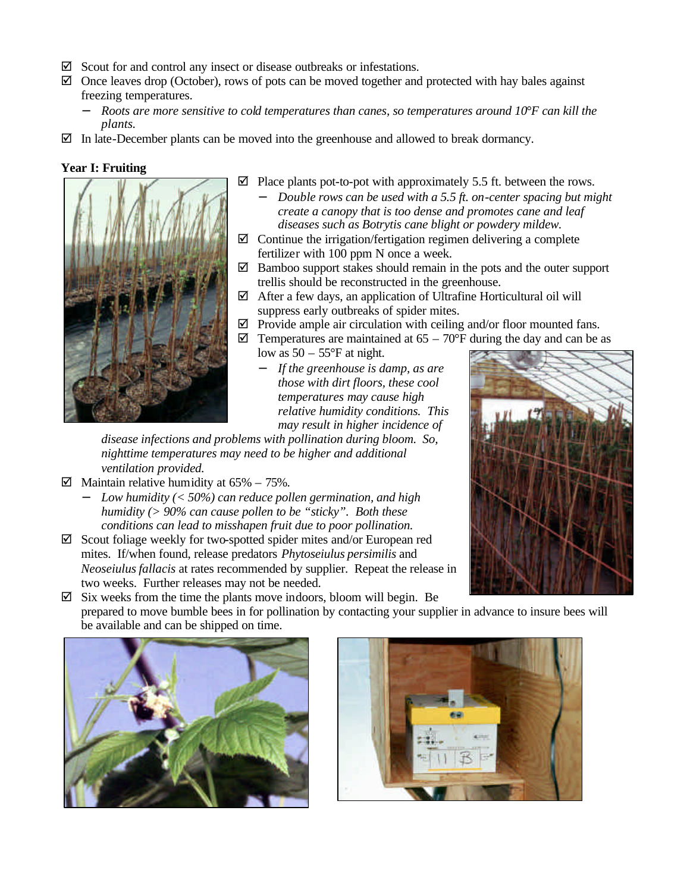- ☑ Scout for and control any insect or disease outbreaks or infestations.
- ☑ Once leaves drop (October), rows of pots can be moved together and protected with hay bales against freezing temperatures.
  - *Roots are more sensitive to cold temperatures than canes, so temperatures around 10°F can kill the plants.*
- ☑ In late-December plants can be moved into the greenhouse and allowed to break dormancy.

**Year I: Fruiting**

- ☑ Place plants pot-to-pot with approximately 5.5 ft. between the rows.
  - *Double rows can be used with a 5.5 ft. on-center spacing but might create a canopy that is too dense and promotes cane and leaf diseases such as Botrytis cane blight or powdery mildew.*
- ☑ Continue the irrigation/fertigation regimen delivering a complete fertilizer with 100 ppm N once a week.
- ☑ Bamboo support stakes should remain in the pots and the outer support trellis should be reconstructed in the greenhouse.
- ☑ After a few days, an application of Ultrafine Horticultural oil will suppress early outbreaks of spider mites.
- ☑ Provide ample air circulation with ceiling and/or floor mounted fans.
- ☑ Temperatures are maintained at 65 – 70°F during the day and can be as low as 50 – 55°F at night.
  - *If the greenhouse is damp, as are those with dirt floors, these cool temperatures may cause high relative humidity conditions. This may result in higher incidence of disease infections and problems with pollination during bloom. So, nighttime temperatures may need to be higher and additional ventilation provided.*
- ☑ Maintain relative humidity at 65% – 75%.
  - *Low humidity (< 50%) can reduce pollen germination, and high humidity (> 90% can cause pollen to be "sticky". Both these conditions can lead to misshapen fruit due to poor pollination.*
- ☑ Scout foliage weekly for two-spotted spider mites and/or European red mites. If/when found, release predators *Phytoseiulus persimilis* and *Neoseiulus fallacis* at rates recommended by supplier. Repeat the release in two weeks. Further releases may not be needed.
- ☑ Six weeks from the time the plants move indoors, bloom will begin. Be prepared to move bumble bees in for pollination by contacting your supplier in advance to insure bees will be available and can be shipped on time.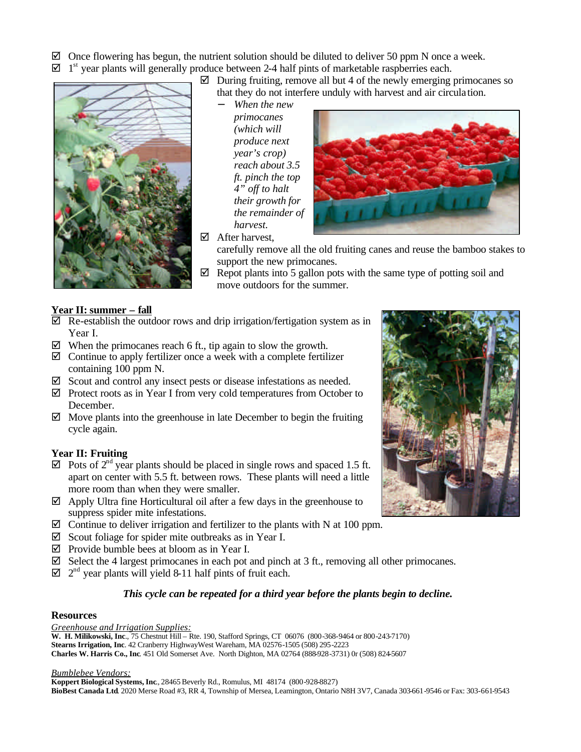- ☑ Once flowering has begun, the nutrient solution should be diluted to deliver 50 ppm N once a week.
- ☑ 1st year plants will generally produce between 2-4 half pints of marketable raspberries each.
- ☑ During fruiting, remove all but 4 of the newly emerging primocanes so that they do not interfere unduly with harvest and air circulation.
  - *When the new primocanes (which will produce next year's crop) reach about 3.5 ft. pinch the top 4" off to halt their growth for the remainder of harvest.*
- ☑ After harvest, carefully remove all the old fruiting canes and reuse the bamboo stakes to support the new primocanes.
- ☑ Repot plants into 5 gallon pots with the same type of potting soil and move outdoors for the summer.

**Year II: summer – fall**

- ☑ Re-establish the outdoor rows and drip irrigation/fertigation system as in Year I.
- ☑ When the primocanes reach 6 ft., tip again to slow the growth.
- ☑ Continue to apply fertilizer once a week with a complete fertilizer containing 100 ppm N.
- ☑ Scout and control any insect pests or disease infestations as needed.
- ☑ Protect roots as in Year I from very cold temperatures from October to December.
- ☑ Move plants into the greenhouse in late December to begin the fruiting cycle again.

**Year II: Fruiting**

- ☑ Pots of 2nd year plants should be placed in single rows and spaced 1.5 ft. apart on center with 5.5 ft. between rows. These plants will need a little more room than when they were smaller.
- ☑ Apply Ultra fine Horticultural oil after a few days in the greenhouse to suppress spider mite infestations.
- ☑ Continue to deliver irrigation and fertilizer to the plants with N at 100 ppm.
- ☑ Scout foliage for spider mite outbreaks as in Year I.
- ☑ Provide bumble bees at bloom as in Year I.
- ☑ Select the 4 largest primocanes in each pot and pinch at 3 ft., removing all other primocanes.
- ☑ 2nd year plants will yield 8-11 half pints of fruit each.

***This cycle can be repeated for a third year before the plants begin to decline.***

**Resources**

*Greenhouse and Irrigation Supplies:*

**W. H. Milikowski, Inc**., 75 Chestnut Hill – Rte. 190, Stafford Springs, CT 06076 (800-368-9464 or 800-243-7170)
**Stearns Irrigation, Inc**. 42 Cranberry HighwayWest Wareham, MA 02576-1505 (508) 295-2223
**Charles W. Harris Co., Inc**. 451 Old Somerset Ave. North Dighton, MA 02764 (888-928-3731) 0r (508) 824-5607

*Bumblebee Vendors:*

**Koppert Biological Systems, Inc**., 28465 Beverly Rd., Romulus, MI 48174 (800-928-8827)
**BioBest Canada Ltd**. 2020 Merse Road #3, RR 4, Township of Mersea, Leamington, Ontario N8H 3V7, Canada 303-661-9546 or Fax: 303-661-9543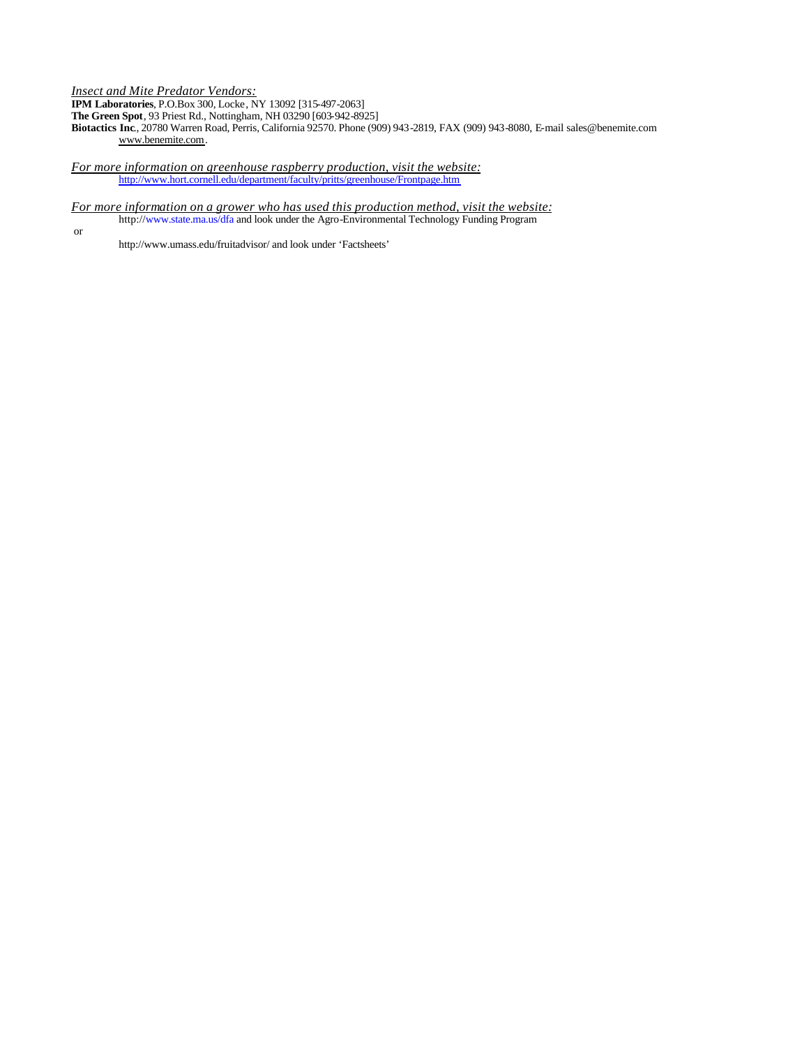*Insect and Mite Predator Vendors:*

**IPM Laboratories**, P.O.Box 300, Locke, NY 13092 [315-497-2063]

**The Green Spot**, 93 Priest Rd., Nottingham, NH 03290 [603-942-8925]

**Biotactics Inc**., 20780 Warren Road, Perris, California 92570. Phone (909) 943-2819, FAX (909) 943-8080, E-mail sales@benemite.com www.benemite.com.

*For more information on greenhouse raspberry production, visit the website:*

http://www.hort.cornell.edu/department/faculty/pritts/greenhouse/Frontpage.htm

*For more information on a grower who has used this production method, visit the website:*

http://www.state.ma.us/dfa and look under the Agro-Environmental Technology Funding Program

or

http://www.umass.edu/fruitadvisor/ and look under 'Factsheets'